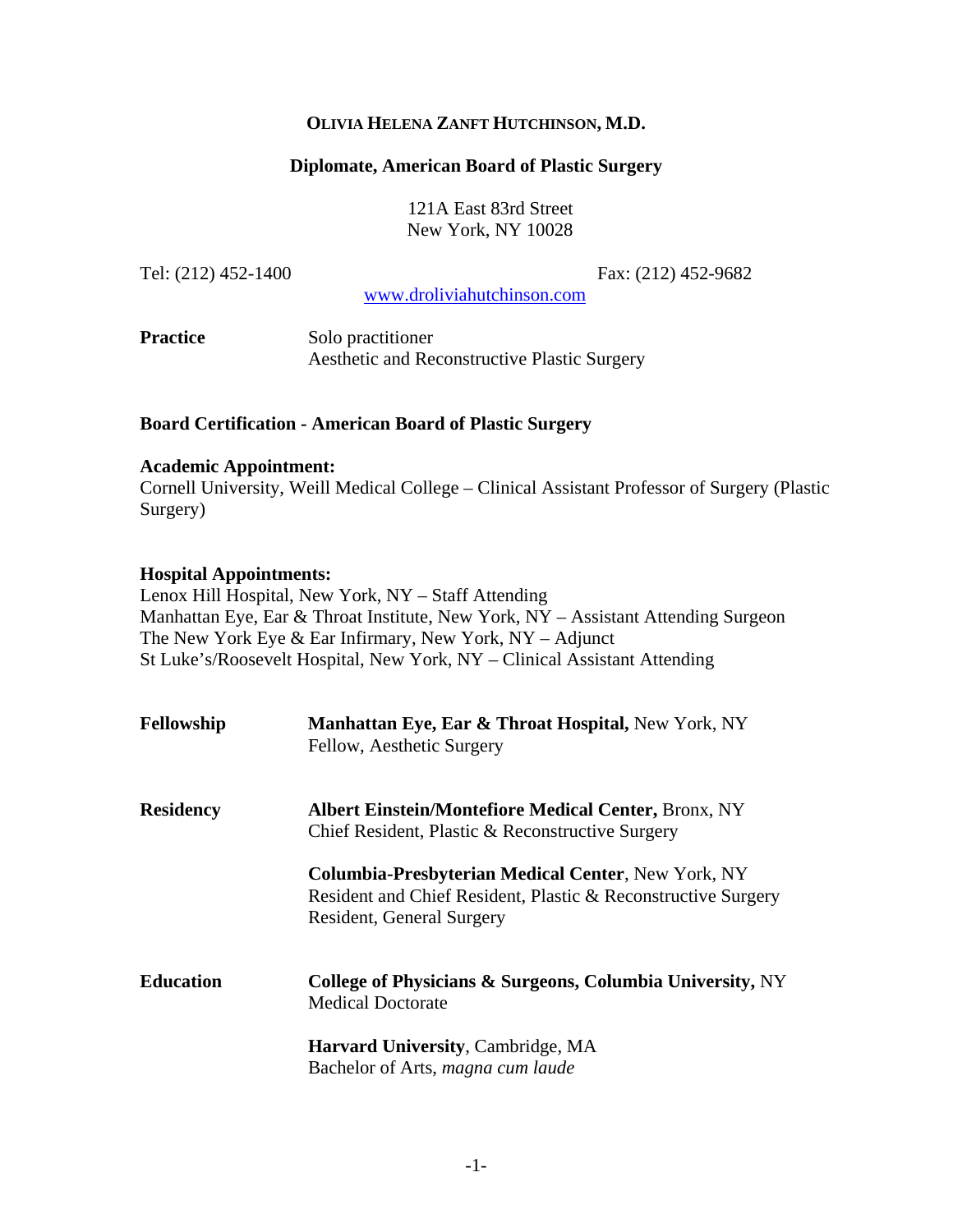# OLIVIA HELENA ZANFT HUTCHINSON, M.D.

**Diplomate, American Board of Plastic Surgery**

121A East 83rd Street
New York, NY 10028

Tel: (212) 452-1400 Fax: (212) 452-9682
www.droliviahutchinson.com

**Practice** Solo practitioner
Aesthetic and Reconstructive Plastic Surgery

**Board Certification - American Board of Plastic Surgery**

**Academic Appointment:**
Cornell University, Weill Medical College – Clinical Assistant Professor of Surgery (Plastic Surgery)

**Hospital Appointments:**
Lenox Hill Hospital, New York, NY – Staff Attending
Manhattan Eye, Ear & Throat Institute, New York, NY – Assistant Attending Surgeon
The New York Eye & Ear Infirmary, New York, NY – Adjunct
St Luke's/Roosevelt Hospital, New York, NY – Clinical Assistant Attending

**Fellowship**

**Manhattan Eye, Ear & Throat Hospital,** New York, NY
Fellow, Aesthetic Surgery

**Residency**

**Albert Einstein/Montefiore Medical Center,** Bronx, NY
Chief Resident, Plastic & Reconstructive Surgery

**Columbia-Presbyterian Medical Center**, New York, NY
Resident and Chief Resident, Plastic & Reconstructive Surgery
Resident, General Surgery

**Education**

**College of Physicians & Surgeons, Columbia University,** NY
Medical Doctorate

**Harvard University**, Cambridge, MA
Bachelor of Arts, *magna cum laude*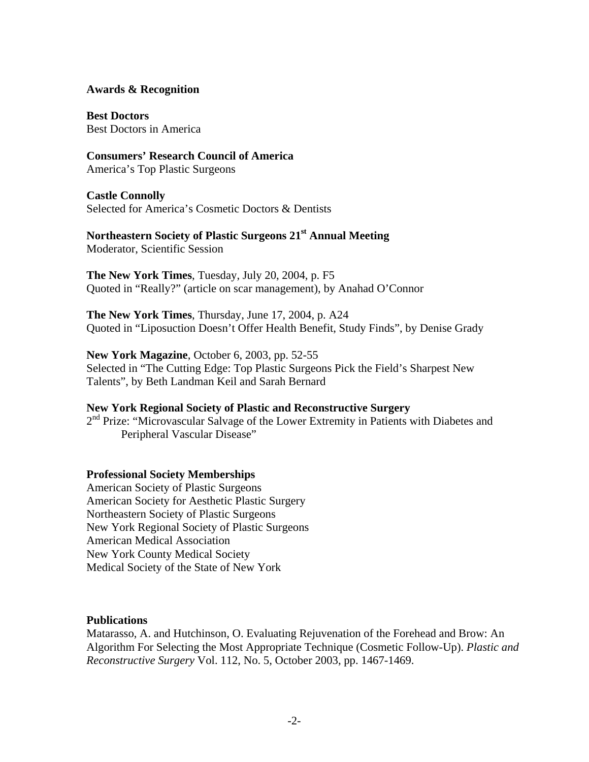## Awards & Recognition

**Best Doctors**
Best Doctors in America

**Consumers' Research Council of America**
America's Top Plastic Surgeons

**Castle Connolly**
Selected for America's Cosmetic Doctors & Dentists

**Northeastern Society of Plastic Surgeons 21st Annual Meeting**
Moderator, Scientific Session

**The New York Times**, Tuesday, July 20, 2004, p. F5
Quoted in "Really?" (article on scar management), by Anahad O'Connor

**The New York Times**, Thursday, June 17, 2004, p. A24
Quoted in "Liposuction Doesn't Offer Health Benefit, Study Finds", by Denise Grady

**New York Magazine**, October 6, 2003, pp. 52-55
Selected in "The Cutting Edge: Top Plastic Surgeons Pick the Field's Sharpest New Talents", by Beth Landman Keil and Sarah Bernard

**New York Regional Society of Plastic and Reconstructive Surgery**
2nd Prize: "Microvascular Salvage of the Lower Extremity in Patients with Diabetes and Peripheral Vascular Disease"

## Professional Society Memberships

American Society of Plastic Surgeons
American Society for Aesthetic Plastic Surgery
Northeastern Society of Plastic Surgeons
New York Regional Society of Plastic Surgeons
American Medical Association
New York County Medical Society
Medical Society of the State of New York

## Publications

Matarasso, A. and Hutchinson, O. Evaluating Rejuvenation of the Forehead and Brow: An Algorithm For Selecting the Most Appropriate Technique (Cosmetic Follow-Up). *Plastic and Reconstructive Surgery* Vol. 112, No. 5, October 2003, pp. 1467-1469.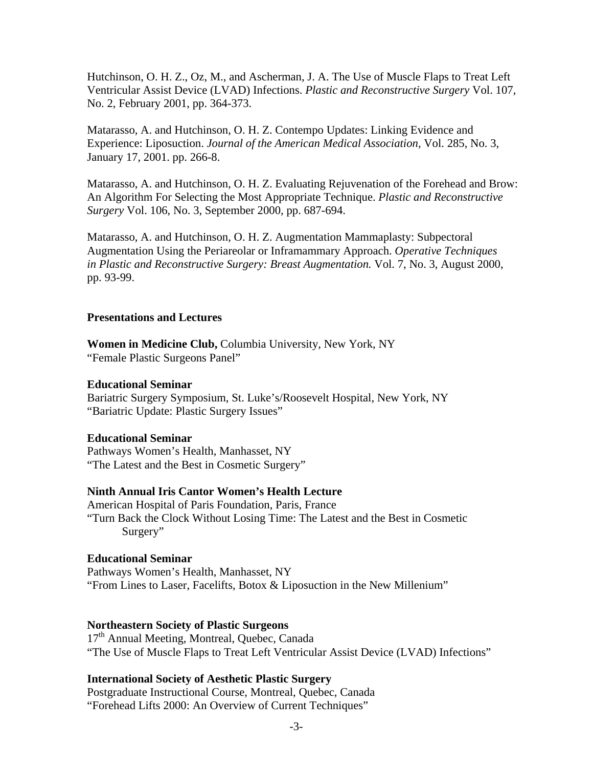Hutchinson, O. H. Z., Oz, M., and Ascherman, J. A. The Use of Muscle Flaps to Treat Left Ventricular Assist Device (LVAD) Infections. *Plastic and Reconstructive Surgery* Vol. 107, No. 2, February 2001, pp. 364-373.

Matarasso, A. and Hutchinson, O. H. Z. Contempo Updates: Linking Evidence and Experience: Liposuction. *Journal of the American Medical Association*, Vol. 285, No. 3, January 17, 2001. pp. 266-8.

Matarasso, A. and Hutchinson, O. H. Z. Evaluating Rejuvenation of the Forehead and Brow: An Algorithm For Selecting the Most Appropriate Technique. *Plastic and Reconstructive Surgery* Vol. 106, No. 3, September 2000, pp. 687-694.

Matarasso, A. and Hutchinson, O. H. Z. Augmentation Mammaplasty: Subpectoral Augmentation Using the Periareolar or Inframammary Approach. *Operative Techniques in Plastic and Reconstructive Surgery: Breast Augmentation.* Vol. 7, No. 3, August 2000, pp. 93-99.

**Presentations and Lectures**

**Women in Medicine Club,** Columbia University, New York, NY
"Female Plastic Surgeons Panel"

**Educational Seminar**
Bariatric Surgery Symposium, St. Luke's/Roosevelt Hospital, New York, NY
"Bariatric Update: Plastic Surgery Issues"

**Educational Seminar**
Pathways Women's Health, Manhasset, NY
"The Latest and the Best in Cosmetic Surgery"

**Ninth Annual Iris Cantor Women's Health Lecture**
American Hospital of Paris Foundation, Paris, France
"Turn Back the Clock Without Losing Time: The Latest and the Best in Cosmetic Surgery"

**Educational Seminar**
Pathways Women's Health, Manhasset, NY
"From Lines to Laser, Facelifts, Botox & Liposuction in the New Millenium"

**Northeastern Society of Plastic Surgeons**
17th Annual Meeting, Montreal, Quebec, Canada
"The Use of Muscle Flaps to Treat Left Ventricular Assist Device (LVAD) Infections"

**International Society of Aesthetic Plastic Surgery**
Postgraduate Instructional Course, Montreal, Quebec, Canada
"Forehead Lifts 2000: An Overview of Current Techniques"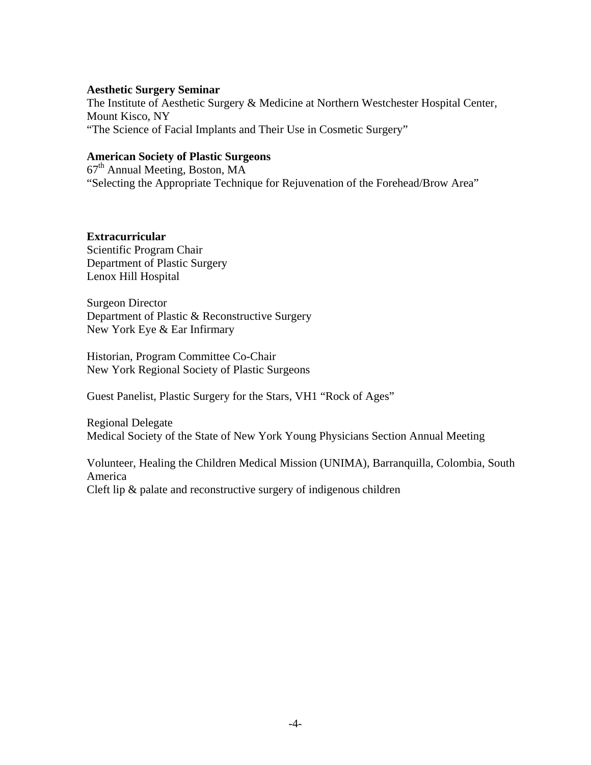**Aesthetic Surgery Seminar**
The Institute of Aesthetic Surgery & Medicine at Northern Westchester Hospital Center, Mount Kisco, NY
"The Science of Facial Implants and Their Use in Cosmetic Surgery"

**American Society of Plastic Surgeons**
67th Annual Meeting, Boston, MA
"Selecting the Appropriate Technique for Rejuvenation of the Forehead/Brow Area"

**Extracurricular**
Scientific Program Chair
Department of Plastic Surgery
Lenox Hill Hospital

Surgeon Director
Department of Plastic & Reconstructive Surgery
New York Eye & Ear Infirmary

Historian, Program Committee Co-Chair
New York Regional Society of Plastic Surgeons

Guest Panelist, Plastic Surgery for the Stars, VH1 "Rock of Ages"

Regional Delegate
Medical Society of the State of New York Young Physicians Section Annual Meeting

Volunteer, Healing the Children Medical Mission (UNIMA), Barranquilla, Colombia, South America
Cleft lip & palate and reconstructive surgery of indigenous children